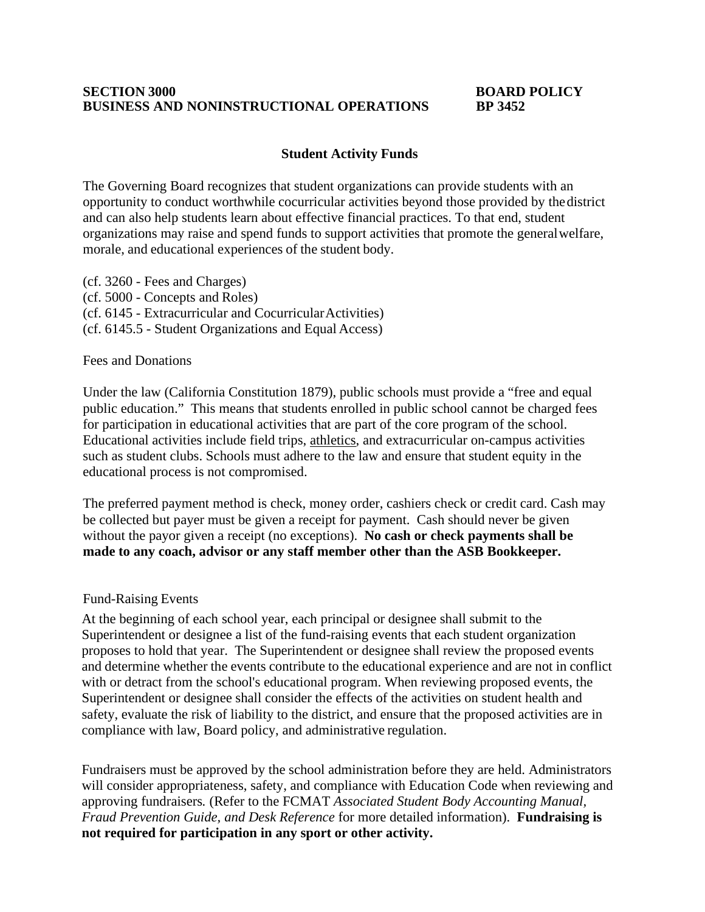**SECTION 3000** **BOARD POLICY**
**BUSINESS AND NONINSTRUCTIONAL OPERATIONS** **BP 3452**

## Student Activity Funds

The Governing Board recognizes that student organizations can provide students with an opportunity to conduct worthwhile cocurricular activities beyond those provided by the district and can also help students learn about effective financial practices. To that end, student organizations may raise and spend funds to support activities that promote the general welfare, morale, and educational experiences of the student body.

(cf. 3260 - Fees and Charges)
(cf. 5000 - Concepts and Roles)
(cf. 6145 - Extracurricular and Cocurricular Activities)
(cf. 6145.5 - Student Organizations and Equal Access)

### Fees and Donations

Under the law (California Constitution 1879), public schools must provide a "free and equal public education." This means that students enrolled in public school cannot be charged fees for participation in educational activities that are part of the core program of the school. Educational activities include field trips, athletics, and extracurricular on-campus activities such as student clubs. Schools must adhere to the law and ensure that student equity in the educational process is not compromised.

The preferred payment method is check, money order, cashiers check or credit card. Cash may be collected but payer must be given a receipt for payment. Cash should never be given without the payor given a receipt (no exceptions). **No cash or check payments shall be made to any coach, advisor or any staff member other than the ASB Bookkeeper.**

### Fund-Raising Events

At the beginning of each school year, each principal or designee shall submit to the Superintendent or designee a list of the fund-raising events that each student organization proposes to hold that year. The Superintendent or designee shall review the proposed events and determine whether the events contribute to the educational experience and are not in conflict with or detract from the school's educational program. When reviewing proposed events, the Superintendent or designee shall consider the effects of the activities on student health and safety, evaluate the risk of liability to the district, and ensure that the proposed activities are in compliance with law, Board policy, and administrative regulation.

Fundraisers must be approved by the school administration before they are held. Administrators will consider appropriateness, safety, and compliance with Education Code when reviewing and approving fundraisers. (Refer to the FCMAT *Associated Student Body Accounting Manual, Fraud Prevention Guide, and Desk Reference* for more detailed information). **Fundraising is not required for participation in any sport or other activity.**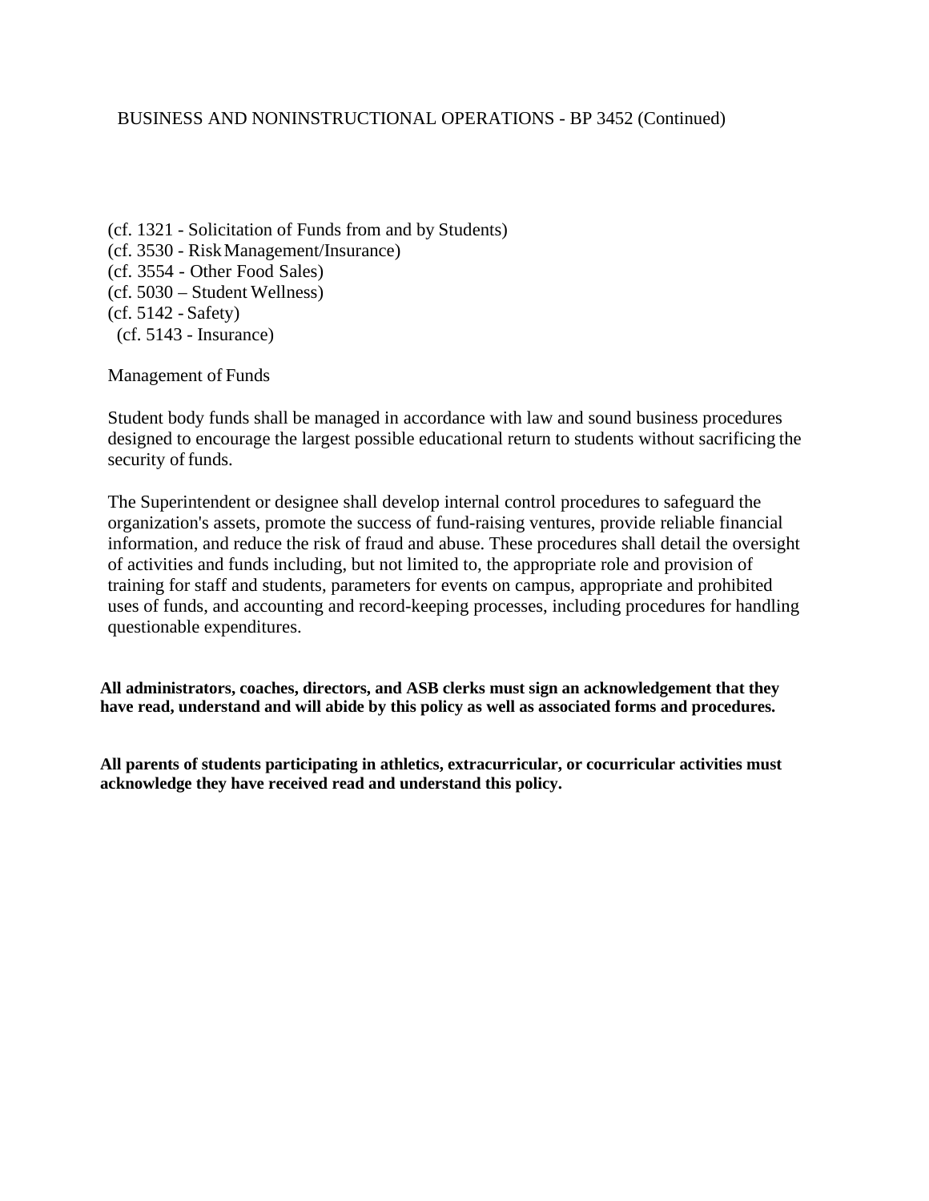(cf. 1321 - Solicitation of Funds from and by Students)
(cf. 3530 - Risk Management/Insurance)
(cf. 3554 - Other Food Sales)
(cf. 5030 – Student Wellness)
(cf. 5142 - Safety)
(cf. 5143 - Insurance)

Management of Funds

Student body funds shall be managed in accordance with law and sound business procedures designed to encourage the largest possible educational return to students without sacrificing the security of funds.

The Superintendent or designee shall develop internal control procedures to safeguard the organization's assets, promote the success of fund-raising ventures, provide reliable financial information, and reduce the risk of fraud and abuse. These procedures shall detail the oversight of activities and funds including, but not limited to, the appropriate role and provision of training for staff and students, parameters for events on campus, appropriate and prohibited uses of funds, and accounting and record-keeping processes, including procedures for handling questionable expenditures.

**All administrators, coaches, directors, and ASB clerks must sign an acknowledgement that they have read, understand and will abide by this policy as well as associated forms and procedures.**

**All parents of students participating in athletics, extracurricular, or cocurricular activities must acknowledge they have received read and understand this policy.**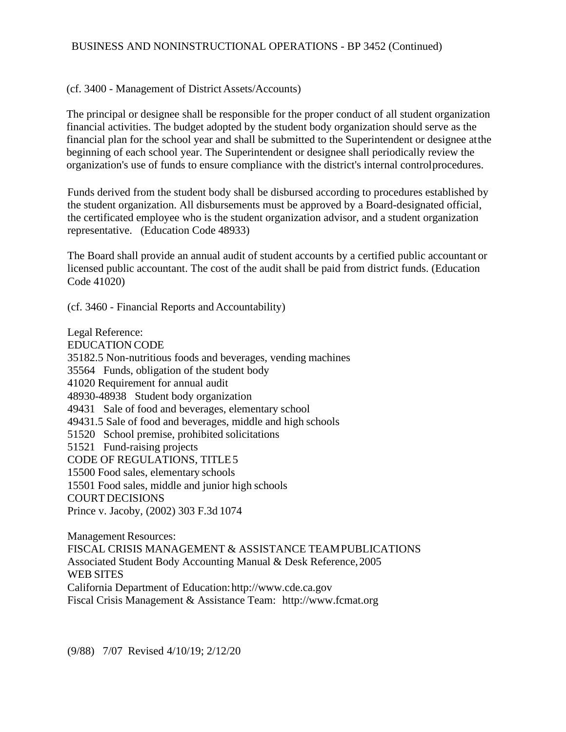(cf. 3400 - Management of District Assets/Accounts)

The principal or designee shall be responsible for the proper conduct of all student organization financial activities. The budget adopted by the student body organization should serve as the financial plan for the school year and shall be submitted to the Superintendent or designee at the beginning of each school year. The Superintendent or designee shall periodically review the organization's use of funds to ensure compliance with the district's internal control procedures.

Funds derived from the student body shall be disbursed according to procedures established by the student organization. All disbursements must be approved by a Board-designated official, the certificated employee who is the student organization advisor, and a student organization representative. (Education Code 48933)

The Board shall provide an annual audit of student accounts by a certified public accountant or licensed public accountant. The cost of the audit shall be paid from district funds. (Education Code 41020)

(cf. 3460 - Financial Reports and Accountability)

Legal Reference:
EDUCATION CODE
35182.5 Non-nutritious foods and beverages, vending machines
35564 Funds, obligation of the student body
41020 Requirement for annual audit
48930-48938 Student body organization
49431 Sale of food and beverages, elementary school
49431.5 Sale of food and beverages, middle and high schools
51520 School premise, prohibited solicitations
51521 Fund-raising projects
CODE OF REGULATIONS, TITLE 5
15500 Food sales, elementary schools
15501 Food sales, middle and junior high schools
COURT DECISIONS
Prince v. Jacoby, (2002) 303 F.3d 1074

Management Resources:
FISCAL CRISIS MANAGEMENT & ASSISTANCE TEAM PUBLICATIONS
Associated Student Body Accounting Manual & Desk Reference, 2005
WEB SITES
California Department of Education: http://www.cde.ca.gov
Fiscal Crisis Management & Assistance Team: http://www.fcmat.org

(9/88) 7/07 Revised 4/10/19; 2/12/20